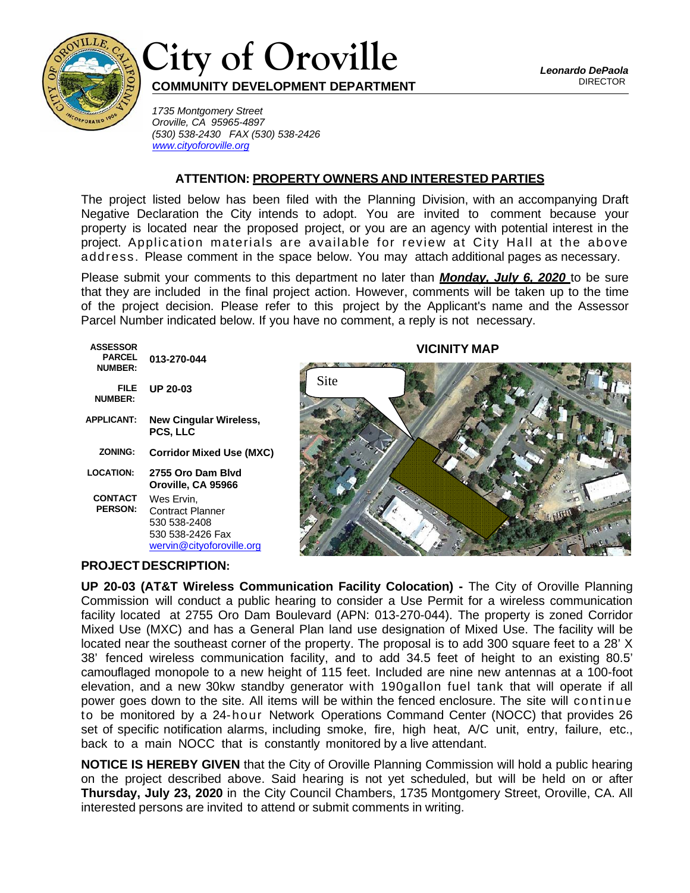# City of Oroville

**COMMUNITY DEVELOPMENT DEPARTMENT**

***Leonardo DePaola***
DIRECTOR

*1735 Montgomery Street*
*Oroville, CA 95965-4897*
*(530) 538-2430 FAX (530) 538-2426*
*www.cityoforoville.org*

**ATTENTION: PROPERTY OWNERS AND INTERESTED PARTIES**

The project listed below has been filed with the Planning Division, with an accompanying Draft Negative Declaration the City intends to adopt. You are invited to comment because your property is located near the proposed project, or you are an agency with potential interest in the project. Application materials are available for review at City Hall at the above address. Please comment in the space below. You may attach additional pages as necessary.

Please submit your comments to this department no later than ***Monday, July 6, 2020*** to be sure that they are included in the final project action. However, comments will be taken up to the time of the project decision. Please refer to this project by the Applicant's name and the Assessor Parcel Number indicated below. If you have no comment, a reply is not necessary.

| | |
|---|---|
| **ASSESSOR PARCEL NUMBER:** | **013-270-044** |
| **FILE NUMBER:** | **UP 20-03** |
| **APPLICANT:** | **New Cingular Wireless, PCS, LLC** |
| **ZONING:** | **Corridor Mixed Use (MXC)** |
| **LOCATION:** | **2755 Oro Dam Blvd Oroville, CA 95966** |
| **CONTACT PERSON:** | Wes Ervin, Contract Planner 530 538-2408 530 538-2426 Fax wervin@cityoforoville.org |

**VICINITY MAP**

Site

**PROJECT DESCRIPTION:**

**UP 20-03 (AT&T Wireless Communication Facility Colocation) -** The City of Oroville Planning Commission will conduct a public hearing to consider a Use Permit for a wireless communication facility located at 2755 Oro Dam Boulevard (APN: 013-270-044). The property is zoned Corridor Mixed Use (MXC) and has a General Plan land use designation of Mixed Use. The facility will be located near the southeast corner of the property. The proposal is to add 300 square feet to a 28' X 38' fenced wireless communication facility, and to add 34.5 feet of height to an existing 80.5' camouflaged monopole to a new height of 115 feet. Included are nine new antennas at a 100-foot elevation, and a new 30kw standby generator with 190gallon fuel tank that will operate if all power goes down to the site. All items will be within the fenced enclosure. The site will continue to be monitored by a 24-hour Network Operations Command Center (NOCC) that provides 26 set of specific notification alarms, including smoke, fire, high heat, A/C unit, entry, failure, etc., back to a main NOCC that is constantly monitored by a live attendant.

**NOTICE IS HEREBY GIVEN** that the City of Oroville Planning Commission will hold a public hearing on the project described above. Said hearing is not yet scheduled, but will be held on or after **Thursday, July 23, 2020** in the City Council Chambers, 1735 Montgomery Street, Oroville, CA. All interested persons are invited to attend or submit comments in writing.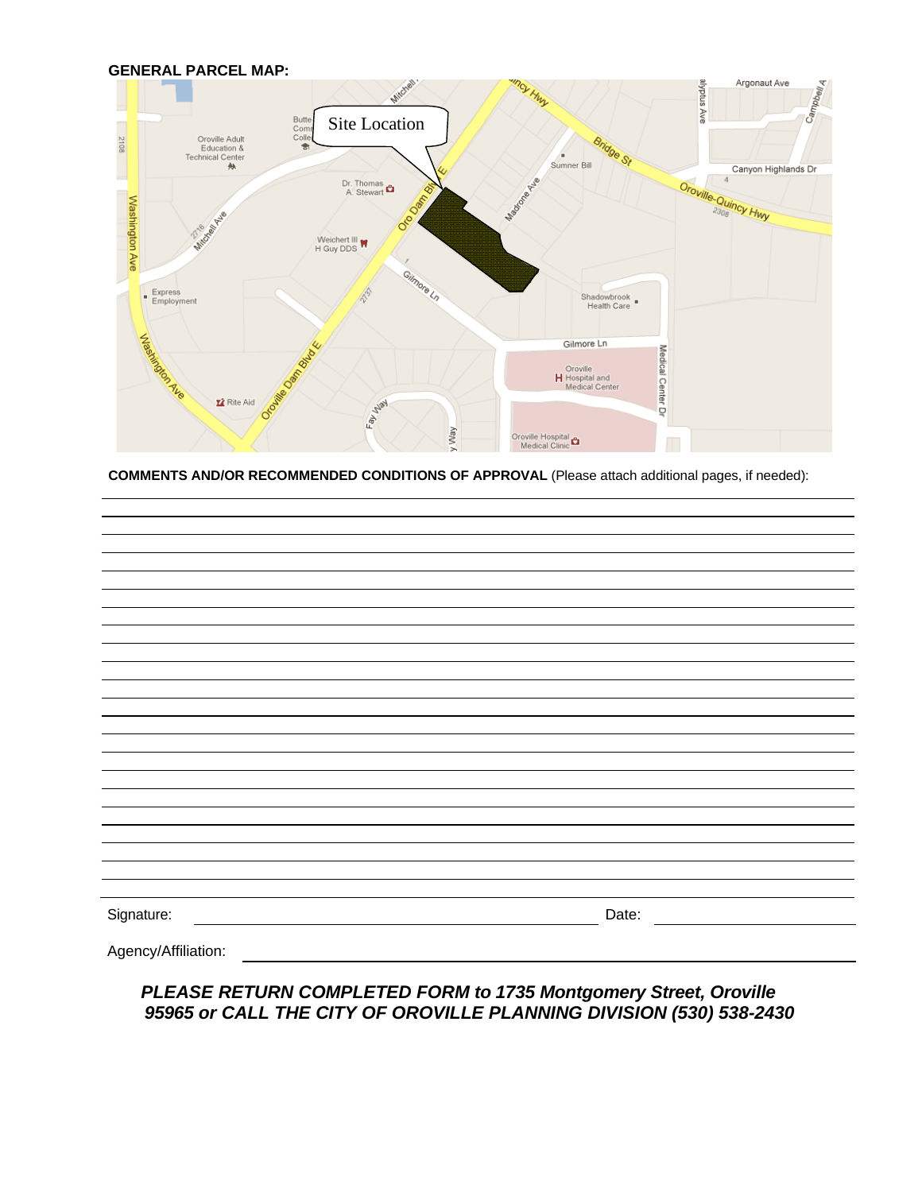**GENERAL PARCEL MAP:**

Site Location

Argonaut Ave
Campbell A
alyptus Ave
Quincy Hwy
Bridge St
Sumner Bill
Canyon Highlands Dr
Oroville-Quincy Hwy
2308
Mitchell
Butte Comm Colle
Oroville Adult Education & Technical Center
2108
Dr. Thomas A. Stewart
Oro Dam Blvd E
Madrone Ave
Washington Ave
2716 Mitchell Ave
Weichert III H Guy DDS
Gilmore Ln
Express Employment
2737
Shadowbrook Health Care
Gilmore Ln
Medical Center Dr
Oroville Hospital and Medical Center
Washington Ave
Oroville Dam Blvd E
Rite Aid
Fay Way
y Way
Oroville Hospital Medical Clinic

**COMMENTS AND/OR RECOMMENDED CONDITIONS OF APPROVAL** (Please attach additional pages, if needed):

Signature: \_\_\_\_\_\_\_\_\_\_\_\_\_\_\_\_\_\_\_\_ Date: \_\_\_\_\_\_\_\_\_\_

Agency/Affiliation: \_\_\_\_\_\_\_\_\_\_\_\_\_\_\_\_\_\_\_\_

***PLEASE RETURN COMPLETED FORM to 1735 Montgomery Street, Oroville 95965 or CALL THE CITY OF OROVILLE PLANNING DIVISION (530) 538-2430***